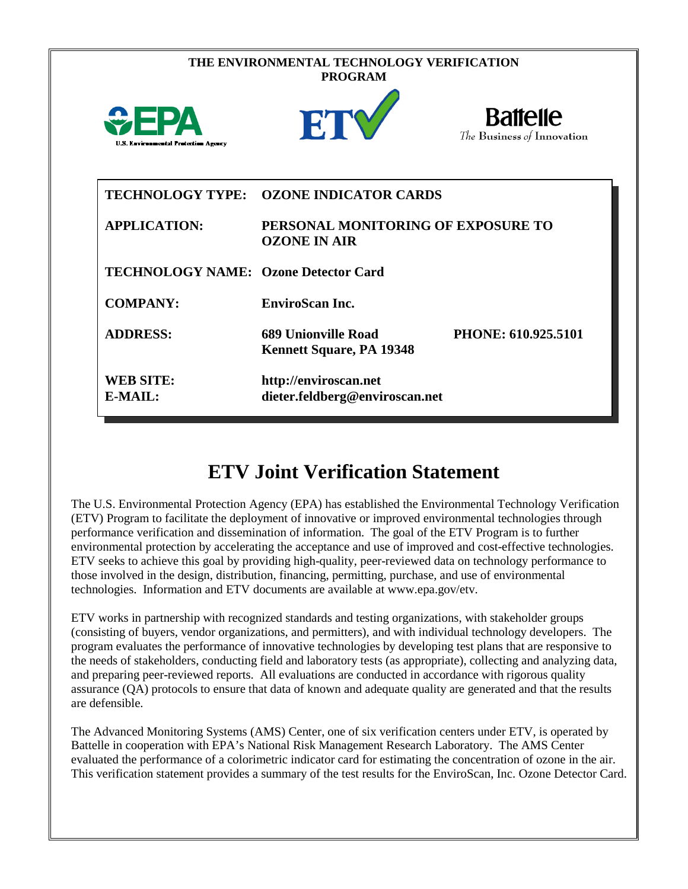**THE ENVIRONMENTAL TECHNOLOGY VERIFICATION PROGRAM**

| | |
|---|---|
| **TECHNOLOGY TYPE:** | **OZONE INDICATOR CARDS** |
| **APPLICATION:** | **PERSONAL MONITORING OF EXPOSURE TO OZONE IN AIR** |
| **TECHNOLOGY NAME:** | **Ozone Detector Card** |
| **COMPANY:** | **EnviroScan Inc.** |
| **ADDRESS:** | **689 Unionville Road Kennett Square, PA 19348** |
| **PHONE:** | **610.925.5101** |
| **WEB SITE:** | **http://enviroscan.net** |
| **E-MAIL:** | **dieter.feldberg@enviroscan.net** |

# ETV Joint Verification Statement

The U.S. Environmental Protection Agency (EPA) has established the Environmental Technology Verification (ETV) Program to facilitate the deployment of innovative or improved environmental technologies through performance verification and dissemination of information. The goal of the ETV Program is to further environmental protection by accelerating the acceptance and use of improved and cost-effective technologies. ETV seeks to achieve this goal by providing high-quality, peer-reviewed data on technology performance to those involved in the design, distribution, financing, permitting, purchase, and use of environmental technologies. Information and ETV documents are available at www.epa.gov/etv.

ETV works in partnership with recognized standards and testing organizations, with stakeholder groups (consisting of buyers, vendor organizations, and permitters), and with individual technology developers. The program evaluates the performance of innovative technologies by developing test plans that are responsive to the needs of stakeholders, conducting field and laboratory tests (as appropriate), collecting and analyzing data, and preparing peer-reviewed reports. All evaluations are conducted in accordance with rigorous quality assurance (QA) protocols to ensure that data of known and adequate quality are generated and that the results are defensible.

The Advanced Monitoring Systems (AMS) Center, one of six verification centers under ETV, is operated by Battelle in cooperation with EPA's National Risk Management Research Laboratory. The AMS Center evaluated the performance of a colorimetric indicator card for estimating the concentration of ozone in the air. This verification statement provides a summary of the test results for the EnviroScan, Inc. Ozone Detector Card.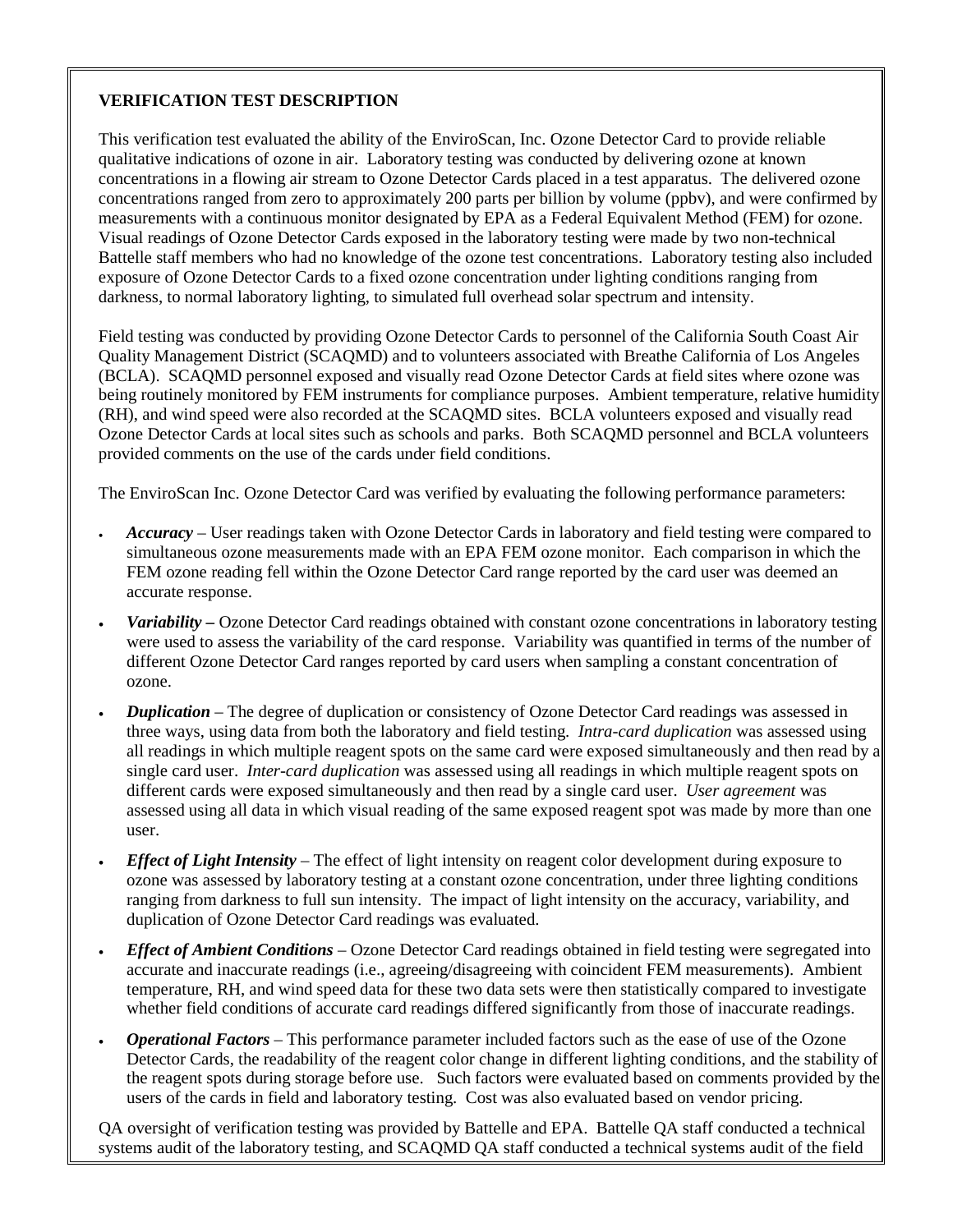**VERIFICATION TEST DESCRIPTION**

This verification test evaluated the ability of the EnviroScan, Inc. Ozone Detector Card to provide reliable qualitative indications of ozone in air. Laboratory testing was conducted by delivering ozone at known concentrations in a flowing air stream to Ozone Detector Cards placed in a test apparatus. The delivered ozone concentrations ranged from zero to approximately 200 parts per billion by volume (ppbv), and were confirmed by measurements with a continuous monitor designated by EPA as a Federal Equivalent Method (FEM) for ozone. Visual readings of Ozone Detector Cards exposed in the laboratory testing were made by two non-technical Battelle staff members who had no knowledge of the ozone test concentrations. Laboratory testing also included exposure of Ozone Detector Cards to a fixed ozone concentration under lighting conditions ranging from darkness, to normal laboratory lighting, to simulated full overhead solar spectrum and intensity.

Field testing was conducted by providing Ozone Detector Cards to personnel of the California South Coast Air Quality Management District (SCAQMD) and to volunteers associated with Breathe California of Los Angeles (BCLA). SCAQMD personnel exposed and visually read Ozone Detector Cards at field sites where ozone was being routinely monitored by FEM instruments for compliance purposes. Ambient temperature, relative humidity (RH), and wind speed were also recorded at the SCAQMD sites. BCLA volunteers exposed and visually read Ozone Detector Cards at local sites such as schools and parks. Both SCAQMD personnel and BCLA volunteers provided comments on the use of the cards under field conditions.

The EnviroScan Inc. Ozone Detector Card was verified by evaluating the following performance parameters:

- ***Accuracy*** – User readings taken with Ozone Detector Cards in laboratory and field testing were compared to simultaneous ozone measurements made with an EPA FEM ozone monitor. Each comparison in which the FEM ozone reading fell within the Ozone Detector Card range reported by the card user was deemed an accurate response.
- ***Variability –*** Ozone Detector Card readings obtained with constant ozone concentrations in laboratory testing were used to assess the variability of the card response. Variability was quantified in terms of the number of different Ozone Detector Card ranges reported by card users when sampling a constant concentration of ozone.
- ***Duplication*** – The degree of duplication or consistency of Ozone Detector Card readings was assessed in three ways, using data from both the laboratory and field testing. *Intra-card duplication* was assessed using all readings in which multiple reagent spots on the same card were exposed simultaneously and then read by a single card user. *Inter-card duplication* was assessed using all readings in which multiple reagent spots on different cards were exposed simultaneously and then read by a single card user. *User agreement* was assessed using all data in which visual reading of the same exposed reagent spot was made by more than one user.
- ***Effect of Light Intensity*** – The effect of light intensity on reagent color development during exposure to ozone was assessed by laboratory testing at a constant ozone concentration, under three lighting conditions ranging from darkness to full sun intensity. The impact of light intensity on the accuracy, variability, and duplication of Ozone Detector Card readings was evaluated.
- ***Effect of Ambient Conditions*** – Ozone Detector Card readings obtained in field testing were segregated into accurate and inaccurate readings (i.e., agreeing/disagreeing with coincident FEM measurements). Ambient temperature, RH, and wind speed data for these two data sets were then statistically compared to investigate whether field conditions of accurate card readings differed significantly from those of inaccurate readings.
- ***Operational Factors*** – This performance parameter included factors such as the ease of use of the Ozone Detector Cards, the readability of the reagent color change in different lighting conditions, and the stability of the reagent spots during storage before use. Such factors were evaluated based on comments provided by the users of the cards in field and laboratory testing. Cost was also evaluated based on vendor pricing.

QA oversight of verification testing was provided by Battelle and EPA. Battelle QA staff conducted a technical systems audit of the laboratory testing, and SCAQMD QA staff conducted a technical systems audit of the field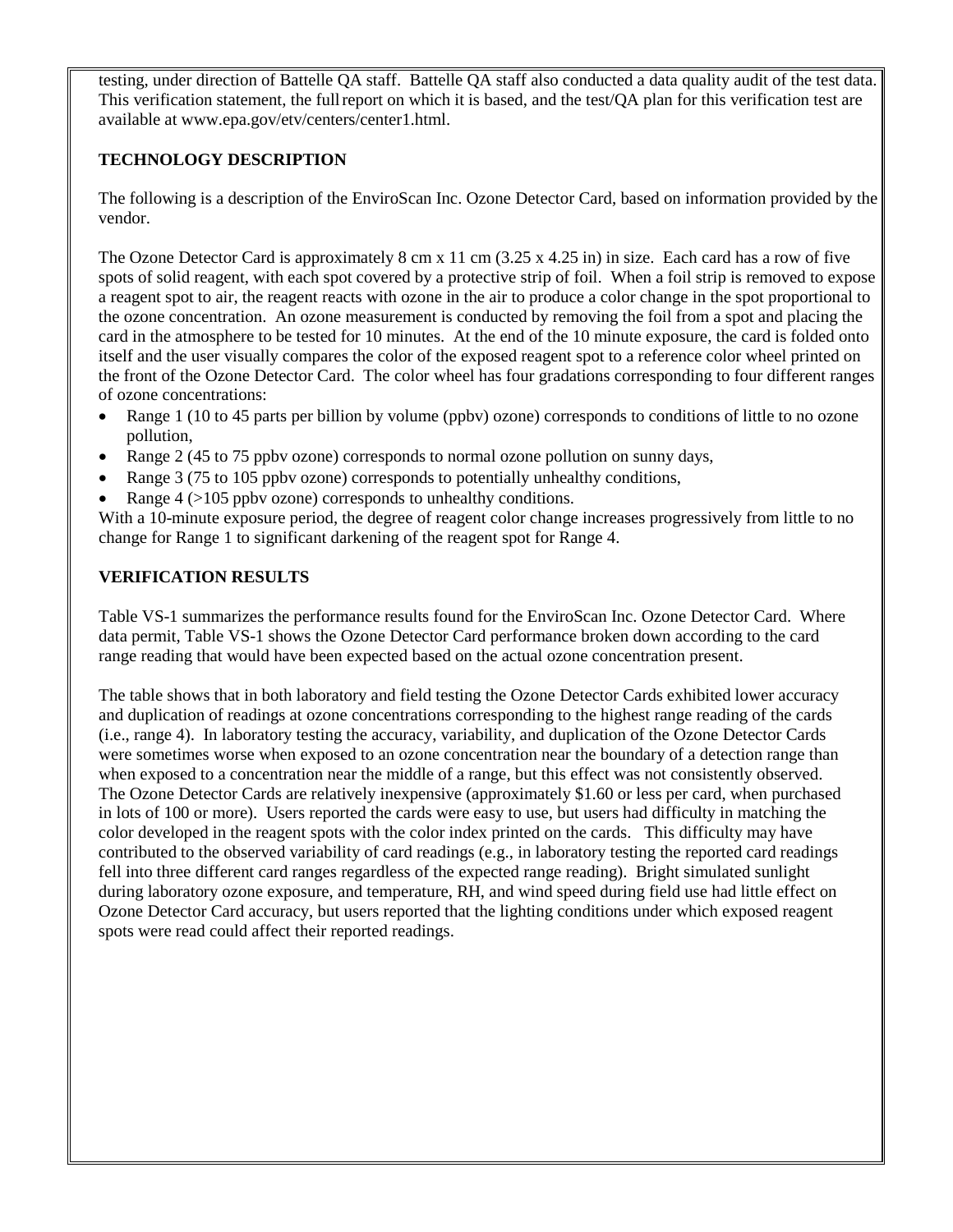testing, under direction of Battelle QA staff. Battelle QA staff also conducted a data quality audit of the test data. This verification statement, the full report on which it is based, and the test/QA plan for this verification test are available at www.epa.gov/etv/centers/center1.html.

**TECHNOLOGY DESCRIPTION**

The following is a description of the EnviroScan Inc. Ozone Detector Card, based on information provided by the vendor.

The Ozone Detector Card is approximately 8 cm x 11 cm (3.25 x 4.25 in) in size. Each card has a row of five spots of solid reagent, with each spot covered by a protective strip of foil. When a foil strip is removed to expose a reagent spot to air, the reagent reacts with ozone in the air to produce a color change in the spot proportional to the ozone concentration. An ozone measurement is conducted by removing the foil from a spot and placing the card in the atmosphere to be tested for 10 minutes. At the end of the 10 minute exposure, the card is folded onto itself and the user visually compares the color of the exposed reagent spot to a reference color wheel printed on the front of the Ozone Detector Card. The color wheel has four gradations corresponding to four different ranges of ozone concentrations:

- Range 1 (10 to 45 parts per billion by volume (ppbv) ozone) corresponds to conditions of little to no ozone pollution,
- Range 2 (45 to 75 ppbv ozone) corresponds to normal ozone pollution on sunny days,
- Range 3 (75 to 105 ppbv ozone) corresponds to potentially unhealthy conditions,
- Range 4 (>105 ppbv ozone) corresponds to unhealthy conditions.

With a 10-minute exposure period, the degree of reagent color change increases progressively from little to no change for Range 1 to significant darkening of the reagent spot for Range 4.

**VERIFICATION RESULTS**

Table VS-1 summarizes the performance results found for the EnviroScan Inc. Ozone Detector Card. Where data permit, Table VS-1 shows the Ozone Detector Card performance broken down according to the card range reading that would have been expected based on the actual ozone concentration present.

The table shows that in both laboratory and field testing the Ozone Detector Cards exhibited lower accuracy and duplication of readings at ozone concentrations corresponding to the highest range reading of the cards (i.e., range 4). In laboratory testing the accuracy, variability, and duplication of the Ozone Detector Cards were sometimes worse when exposed to an ozone concentration near the boundary of a detection range than when exposed to a concentration near the middle of a range, but this effect was not consistently observed. The Ozone Detector Cards are relatively inexpensive (approximately $1.60 or less per card, when purchased in lots of 100 or more). Users reported the cards were easy to use, but users had difficulty in matching the color developed in the reagent spots with the color index printed on the cards. This difficulty may have contributed to the observed variability of card readings (e.g., in laboratory testing the reported card readings fell into three different card ranges regardless of the expected range reading). Bright simulated sunlight during laboratory ozone exposure, and temperature, RH, and wind speed during field use had little effect on Ozone Detector Card accuracy, but users reported that the lighting conditions under which exposed reagent spots were read could affect their reported readings.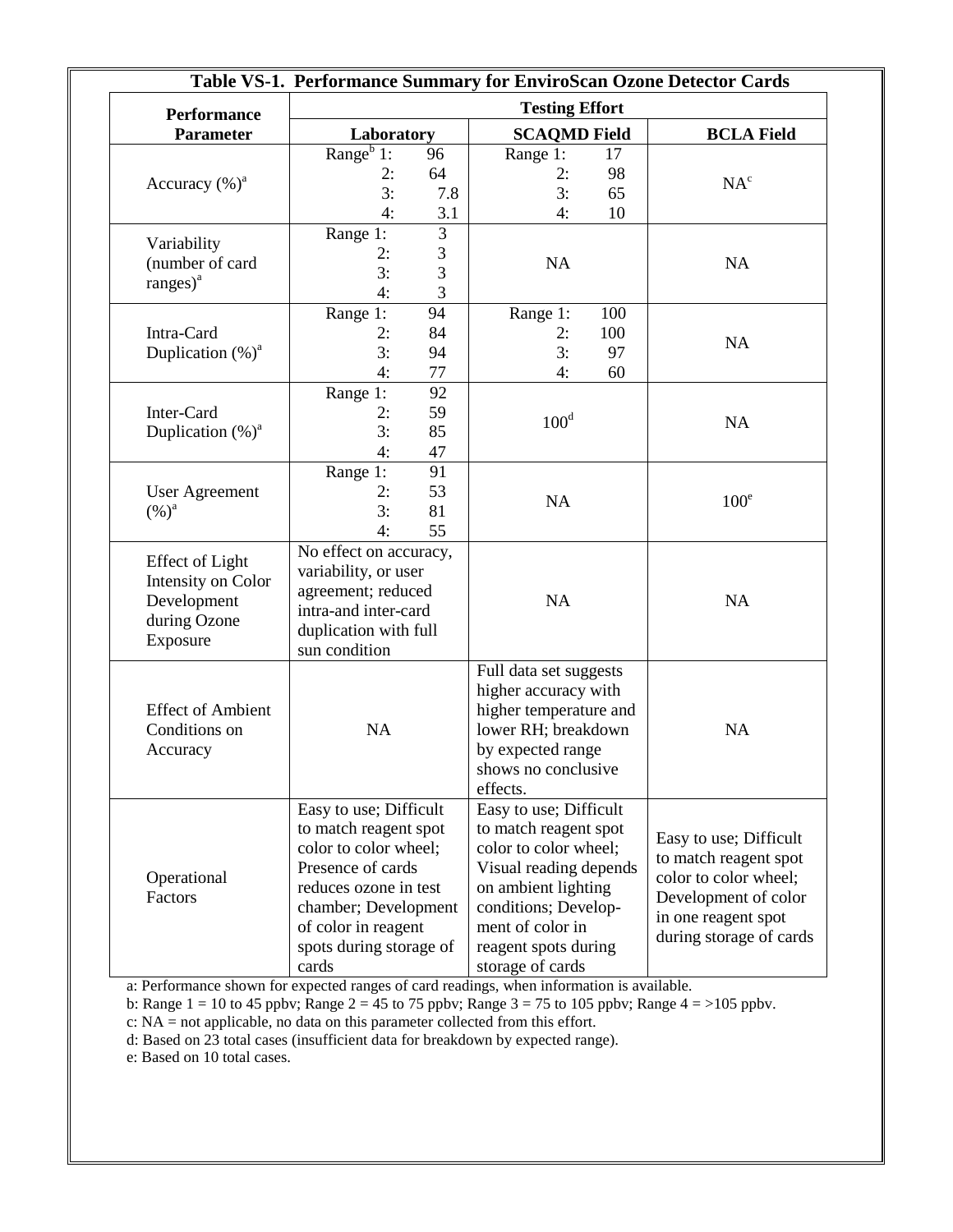**Table VS-1. Performance Summary for EnviroScan Ozone Detector Cards**

| Performance Parameter | Testing Effort | | |
|---|---|---|---|
| | Laboratory | SCAQMD Field | BCLA Field |
| Accuracy (%)[a] | Range[b] 1: 96<br>2: 64<br>3: 7.8<br>4: 3.1 | Range 1: 17<br>2: 98<br>3: 65<br>4: 10 | NA[c] |
| Variability (number of card ranges)[a] | Range 1: 3<br>2: 3<br>3: 3<br>4: 3 | NA | NA |
| Intra-Card Duplication (%)[a] | Range 1: 94<br>2: 84<br>3: 94<br>4: 77 | Range 1: 100<br>2: 100<br>3: 97<br>4: 60 | NA |
| Inter-Card Duplication (%)[a] | Range 1: 92<br>2: 59<br>3: 85<br>4: 47 | 100[d] | NA |
| User Agreement (%)[a] | Range 1: 91<br>2: 53<br>3: 81<br>4: 55 | NA | 100[e] |
| Effect of Light Intensity on Color Development during Ozone Exposure | No effect on accuracy, variability, or user agreement; reduced intra-and inter-card duplication with full sun condition | NA | NA |
| Effect of Ambient Conditions on Accuracy | NA | Full data set suggests higher accuracy with higher temperature and lower RH; breakdown by expected range shows no conclusive effects. | NA |
| Operational Factors | Easy to use; Difficult to match reagent spot color to color wheel; Presence of cards reduces ozone in test chamber; Development of color in reagent spots during storage of cards | Easy to use; Difficult to match reagent spot color to color wheel; Visual reading depends on ambient lighting conditions; Development of color in reagent spots during storage of cards | Easy to use; Difficult to match reagent spot color to color wheel; Development of color in one reagent spot during storage of cards |

a: Performance shown for expected ranges of card readings, when information is available.

b: Range 1 = 10 to 45 ppbv; Range 2 = 45 to 75 ppbv; Range 3 = 75 to 105 ppbv; Range 4 = >105 ppbv.

c: NA = not applicable, no data on this parameter collected from this effort.

d: Based on 23 total cases (insufficient data for breakdown by expected range).

e: Based on 10 total cases.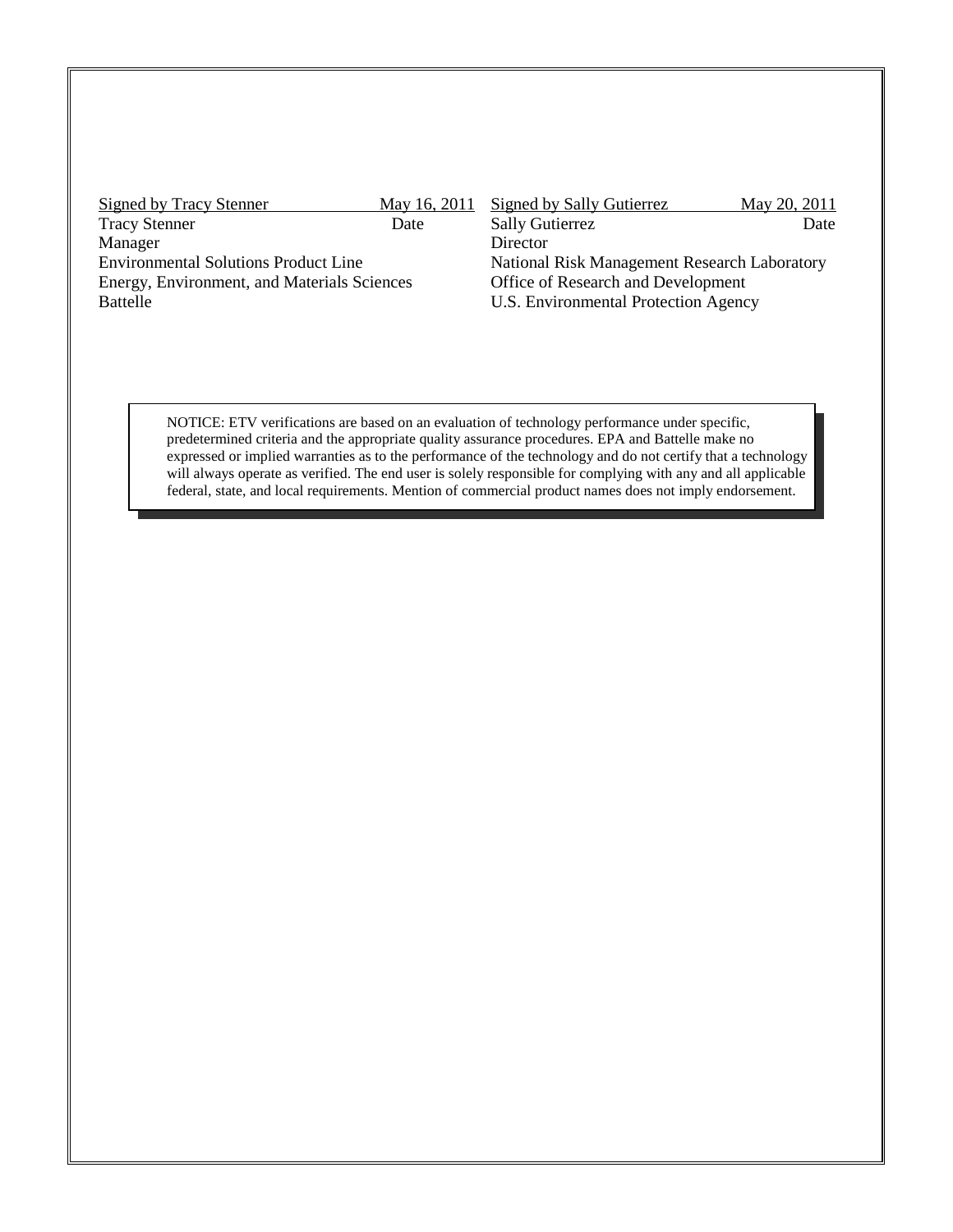| | | | |
|---|---|---|---|
| Signed by Tracy Stenner | May 16, 2011 | Signed by Sally Gutierrez | May 20, 2011 |
| Tracy Stenner | Date | Sally Gutierrez | Date |
| Manager | | Director | |
| Environmental Solutions Product Line | | National Risk Management Research Laboratory | |
| Energy, Environment, and Materials Sciences | | Office of Research and Development | |
| Battelle | | U.S. Environmental Protection Agency | |

NOTICE: ETV verifications are based on an evaluation of technology performance under specific, predetermined criteria and the appropriate quality assurance procedures. EPA and Battelle make no expressed or implied warranties as to the performance of the technology and do not certify that a technology will always operate as verified. The end user is solely responsible for complying with any and all applicable federal, state, and local requirements. Mention of commercial product names does not imply endorsement.